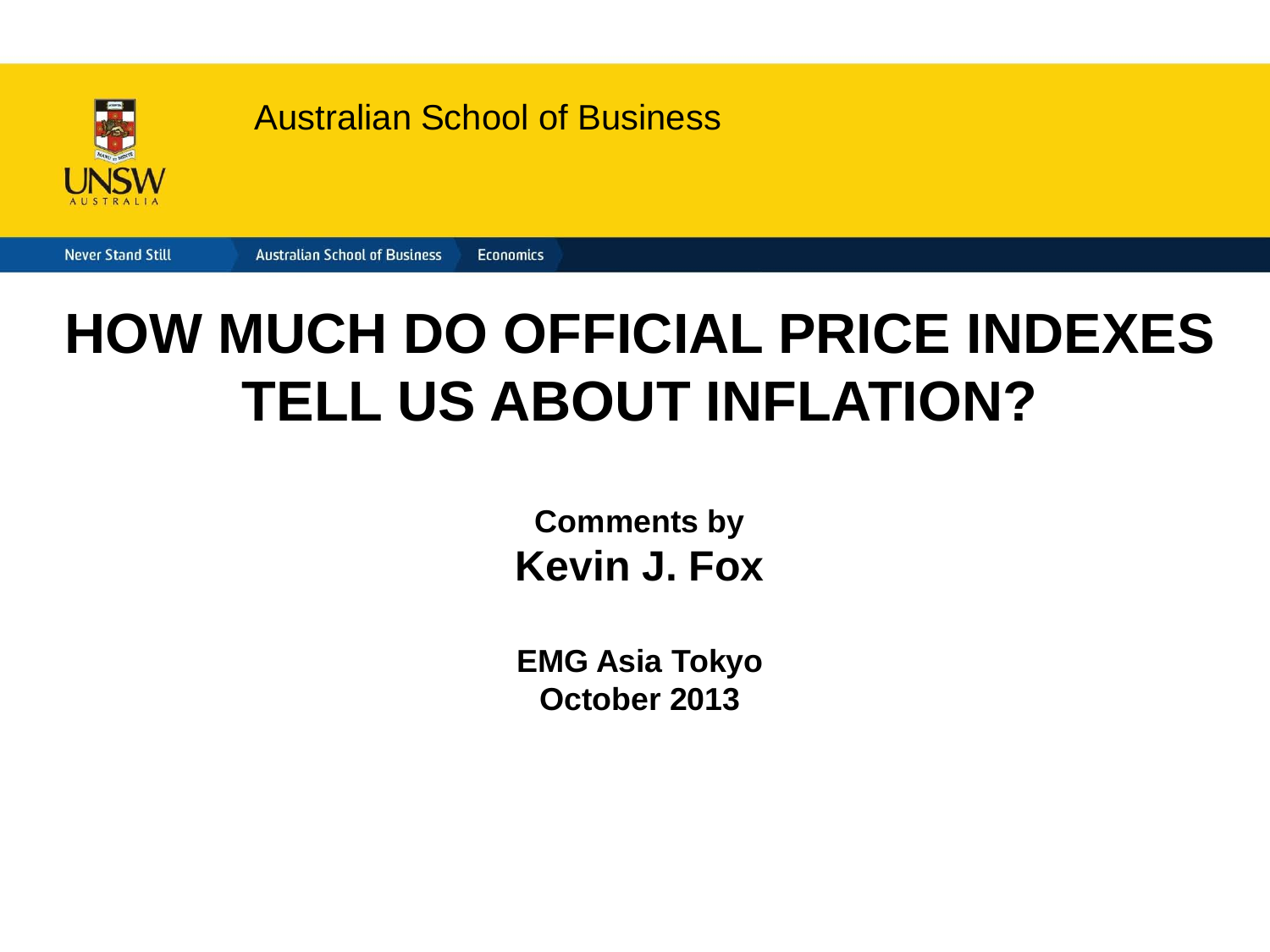Australian School of Business

Never Stand Still | Australian School of Business | Economics

# HOW MUCH DO OFFICIAL PRICE INDEXES TELL US ABOUT INFLATION?

**Comments by**

**Kevin J. Fox**

**EMG Asia Tokyo**
**October 2013**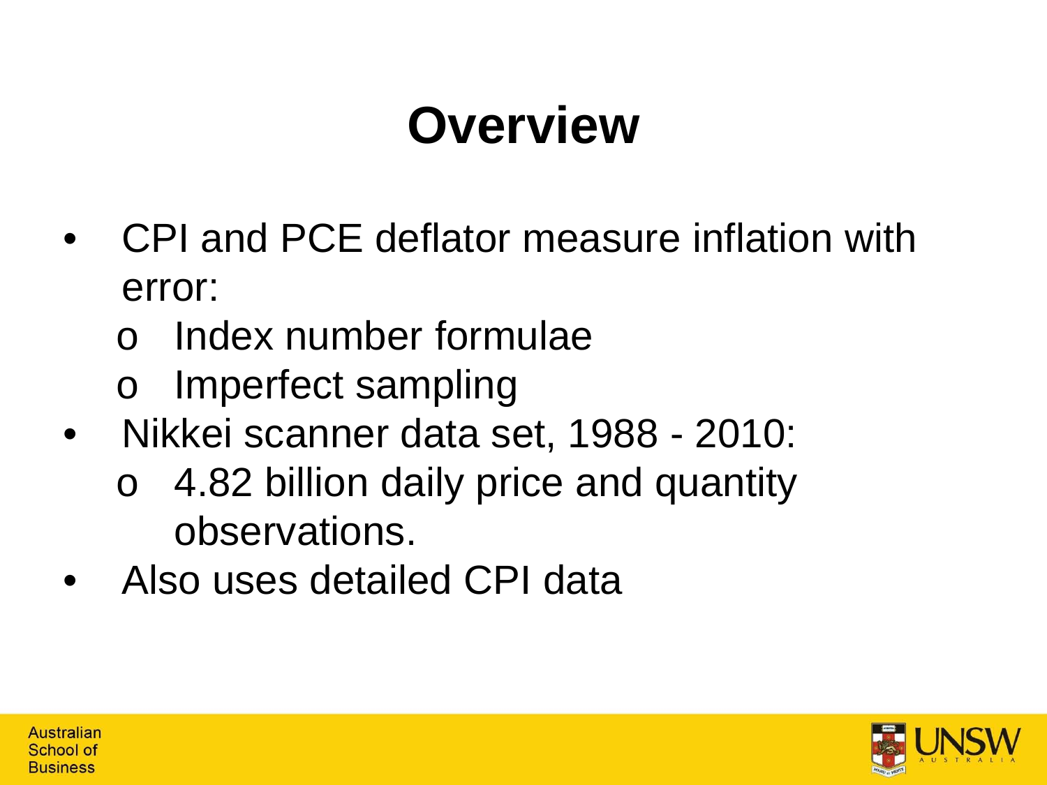# Overview

- CPI and PCE deflator measure inflation with error:
  - Index number formulae
  - Imperfect sampling
- Nikkei scanner data set, 1988 - 2010:
  - 4.82 billion daily price and quantity observations.
- Also uses detailed CPI data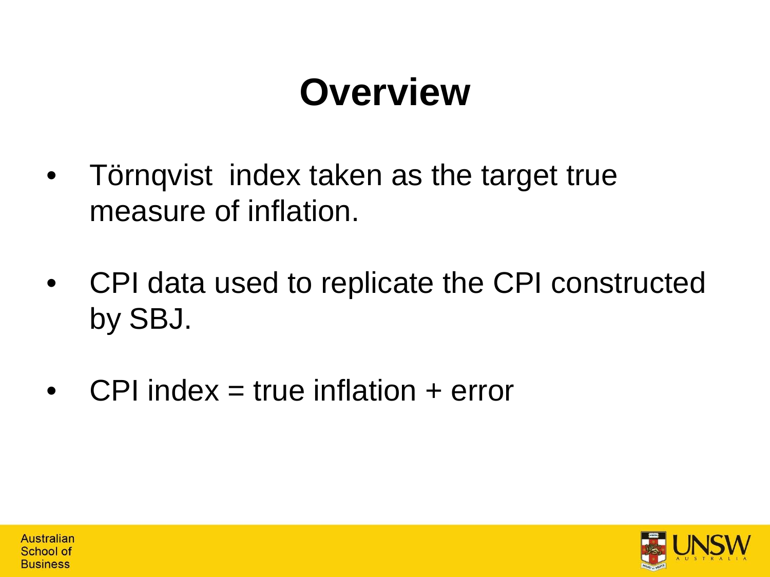# Overview

- Törnqvist index taken as the target true measure of inflation.
- CPI data used to replicate the CPI constructed by SBJ.
- CPI index = true inflation + error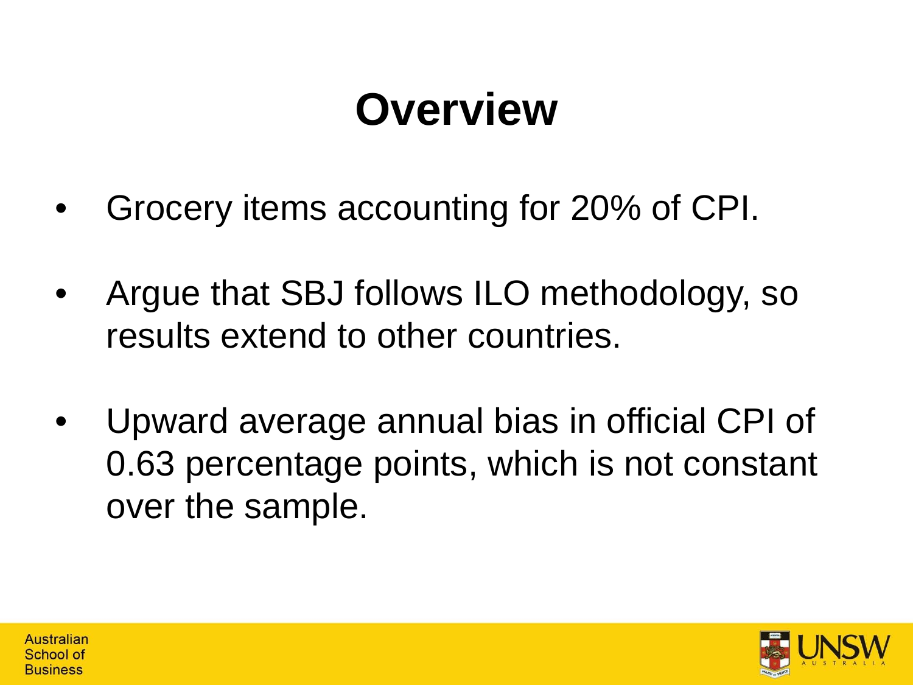# Overview

- Grocery items accounting for 20% of CPI.
- Argue that SBJ follows ILO methodology, so results extend to other countries.
- Upward average annual bias in official CPI of 0.63 percentage points, which is not constant over the sample.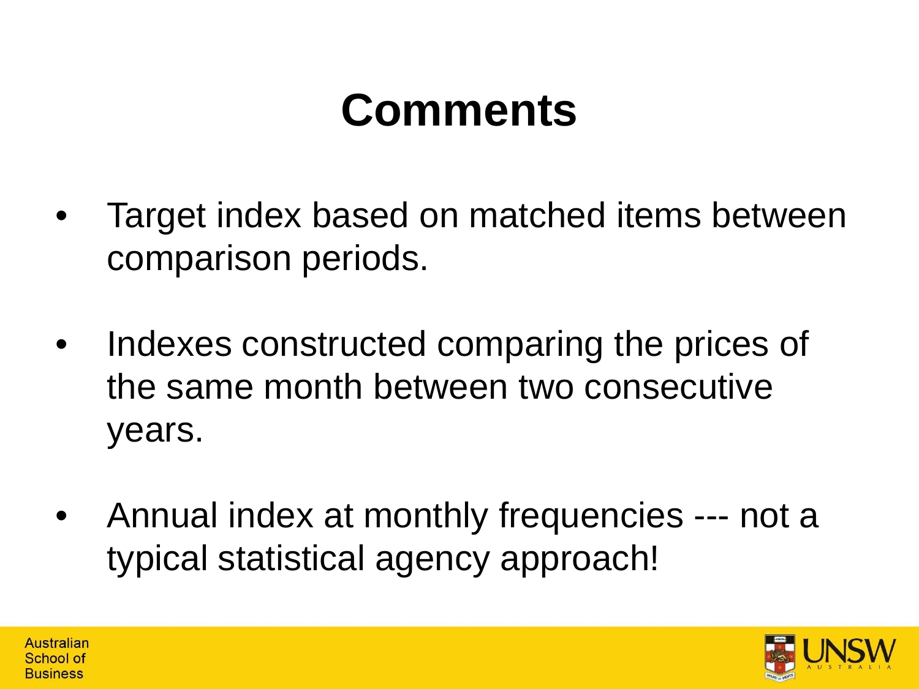# Comments

- Target index based on matched items between comparison periods.
- Indexes constructed comparing the prices of the same month between two consecutive years.
- Annual index at monthly frequencies --- not a typical statistical agency approach!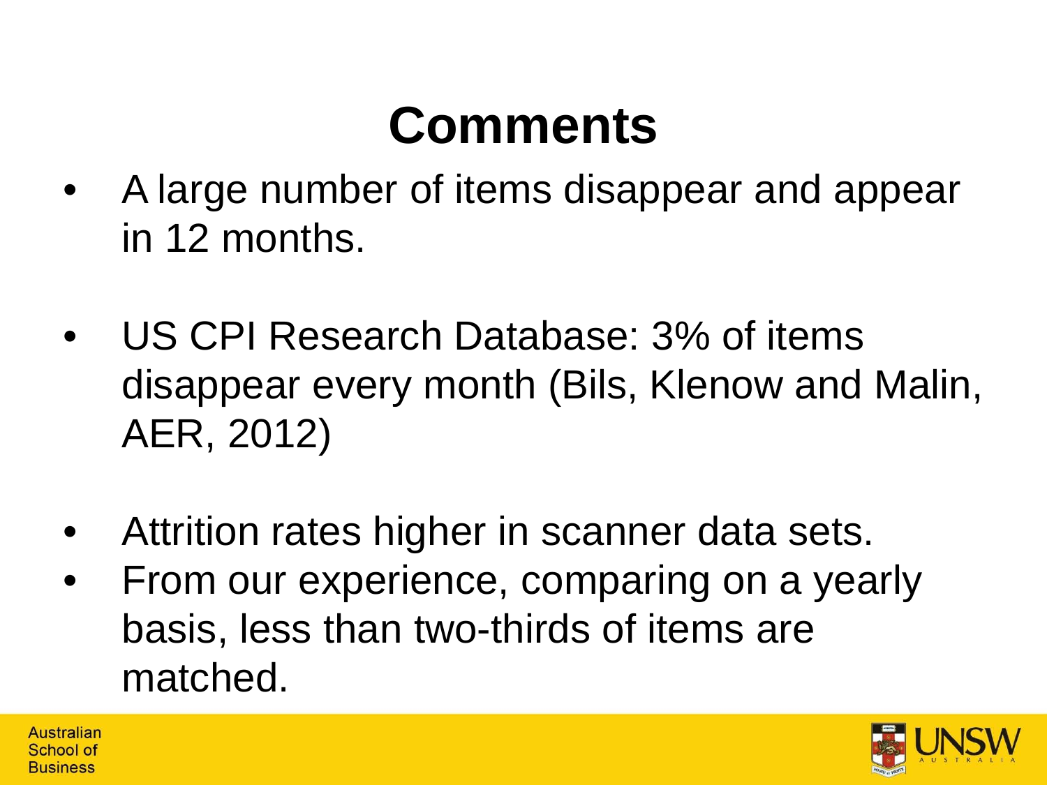# Comments

- A large number of items disappear and appear in 12 months.

- US CPI Research Database: 3% of items disappear every month (Bils, Klenow and Malin, AER, 2012)

- Attrition rates higher in scanner data sets.
- From our experience, comparing on a yearly basis, less than two-thirds of items are matched.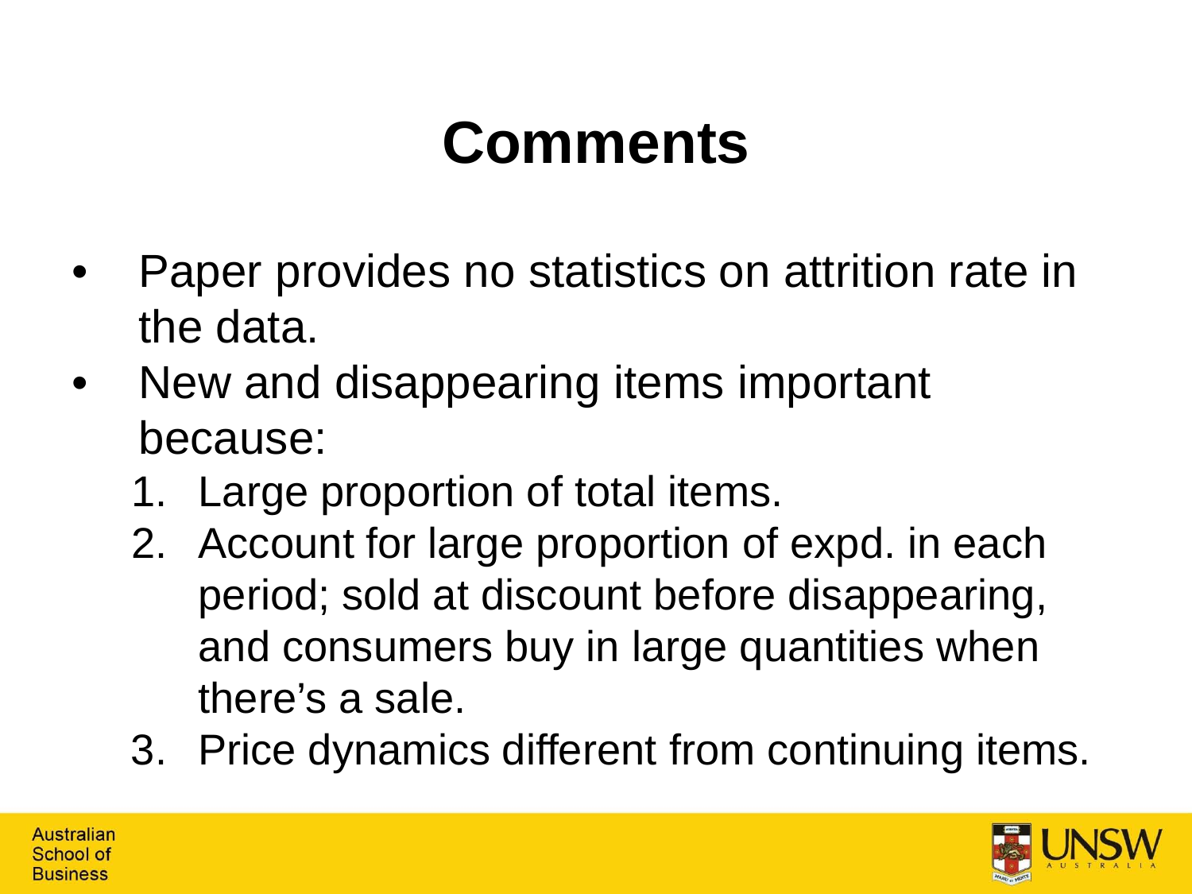# Comments

- Paper provides no statistics on attrition rate in the data.
- New and disappearing items important because:
  1. Large proportion of total items.
  2. Account for large proportion of expd. in each period; sold at discount before disappearing, and consumers buy in large quantities when there's a sale.
  3. Price dynamics different from continuing items.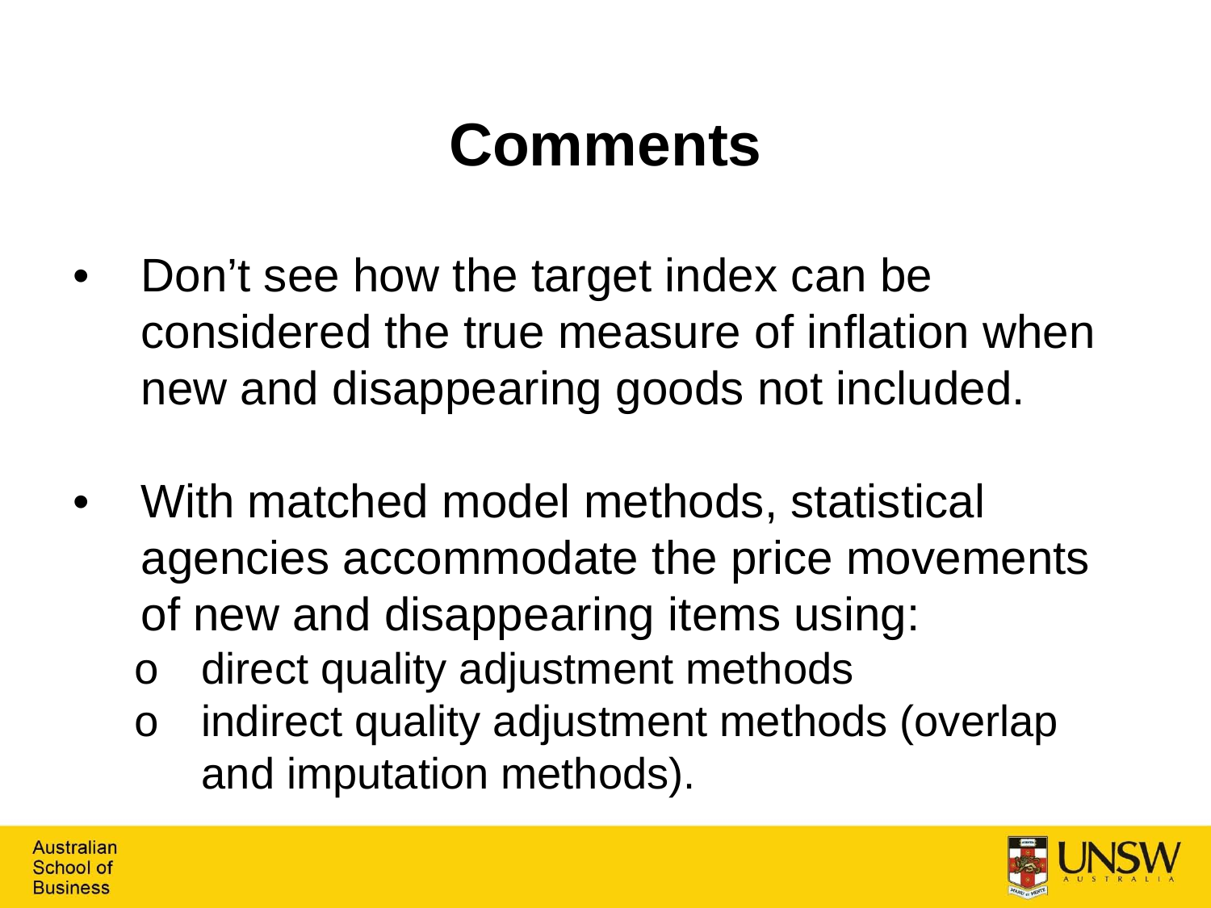# Comments

- Don't see how the target index can be considered the true measure of inflation when new and disappearing goods not included.

- With matched model methods, statistical agencies accommodate the price movements of new and disappearing items using:
  - direct quality adjustment methods
  - indirect quality adjustment methods (overlap and imputation methods).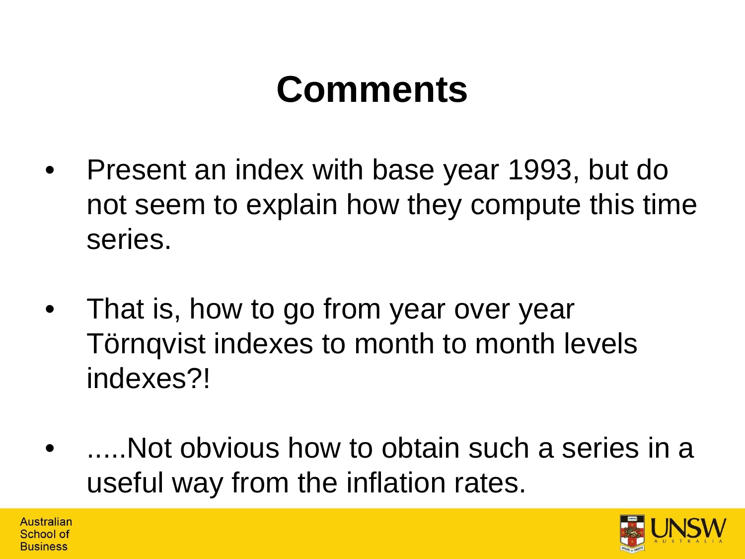# Comments

- Present an index with base year 1993, but do not seem to explain how they compute this time series.
- That is, how to go from year over year Törnqvist indexes to month to month levels indexes?!
- .....Not obvious how to obtain such a series in a useful way from the inflation rates.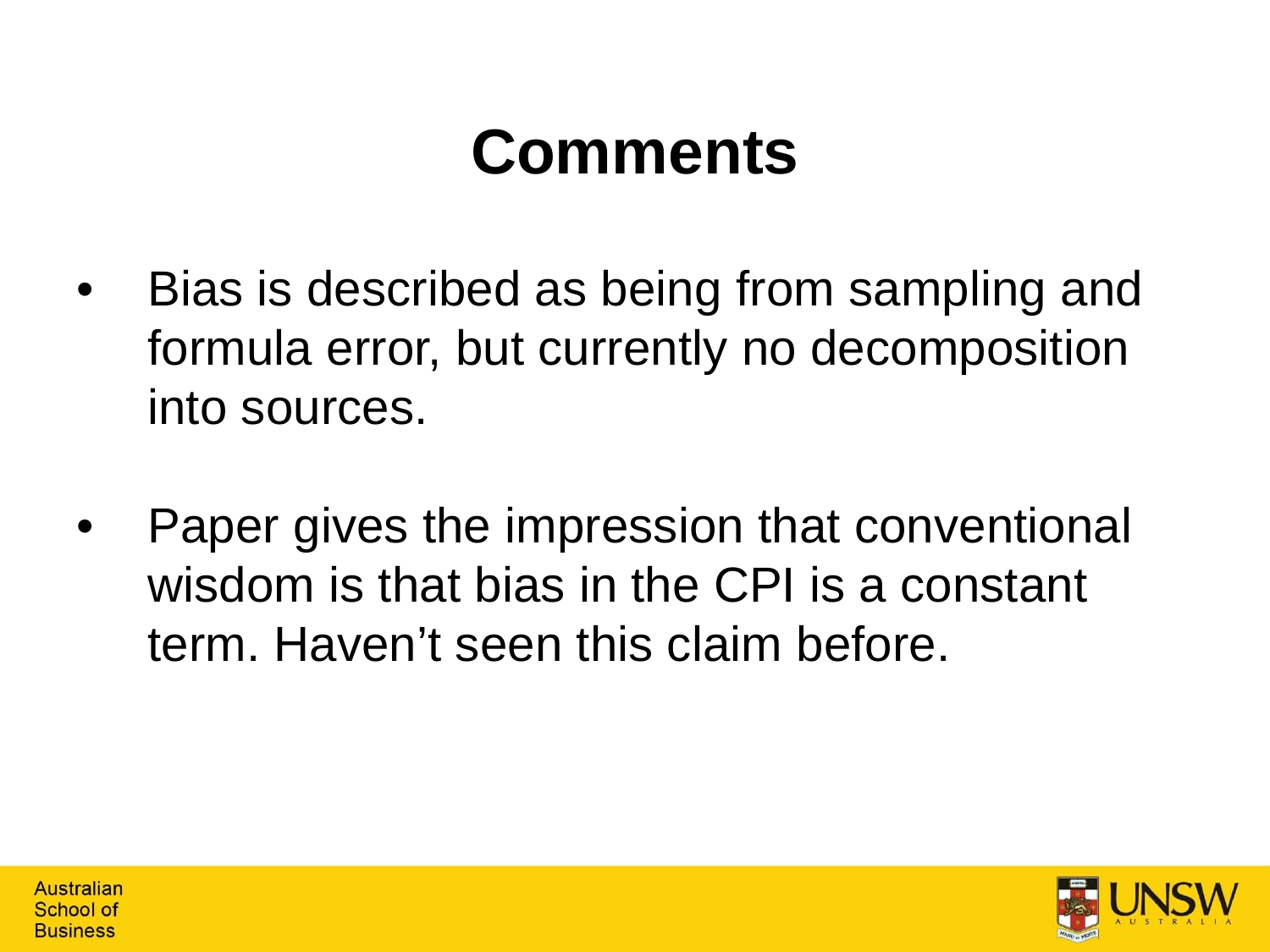# Comments

- Bias is described as being from sampling and formula error, but currently no decomposition into sources.
- Paper gives the impression that conventional wisdom is that bias in the CPI is a constant term. Haven't seen this claim before.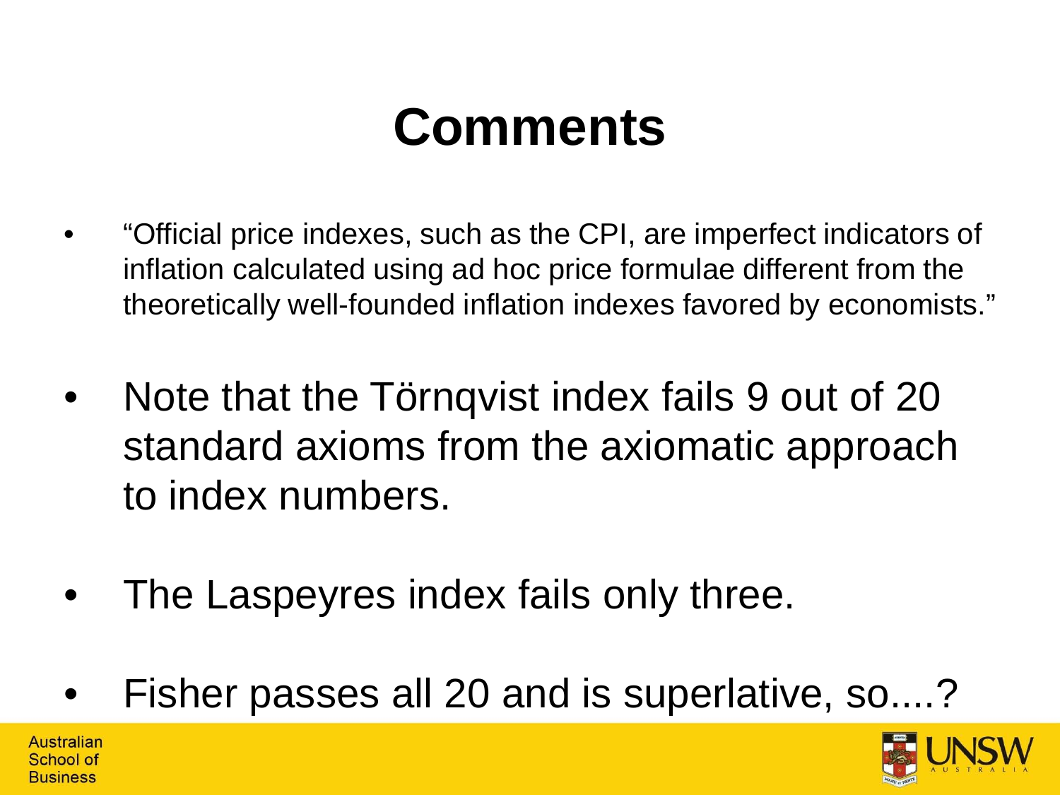# Comments

- "Official price indexes, such as the CPI, are imperfect indicators of inflation calculated using ad hoc price formulae different from the theoretically well-founded inflation indexes favored by economists."
- Note that the Törnqvist index fails 9 out of 20 standard axioms from the axiomatic approach to index numbers.
- The Laspeyres index fails only three.
- Fisher passes all 20 and is superlative, so....?